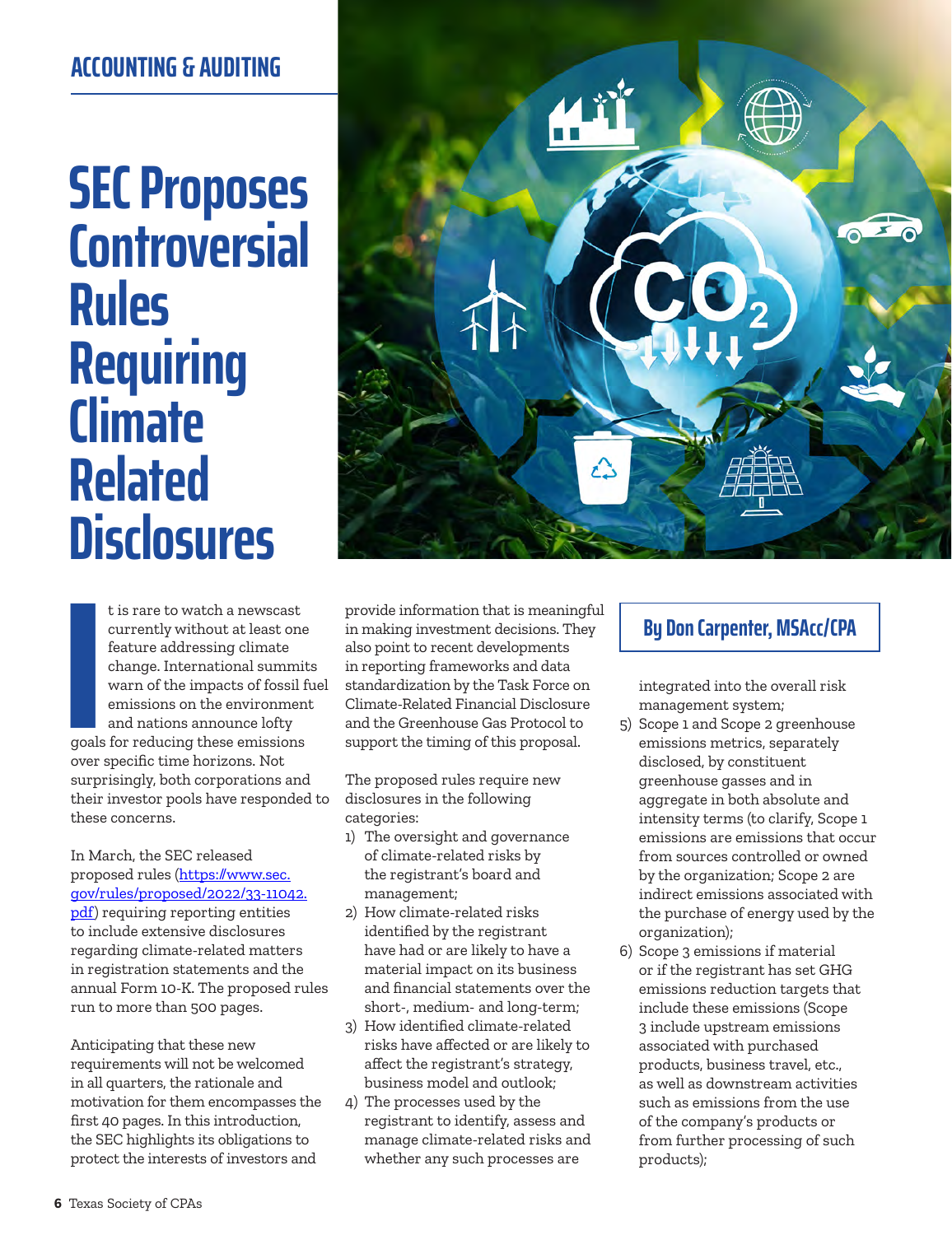ACCOUNTING & AUDITING

# SEC Proposes Controversial Rules Requiring Climate Related Disclosures

By Don Carpenter, MSAcc/CPA

It is rare to watch a newscast currently without at least one feature addressing climate change. International summits warn of the impacts of fossil fuel emissions on the environment and nations announce lofty goals for reducing these emissions over specific time horizons. Not surprisingly, both corporations and their investor pools have responded to these concerns.

In March, the SEC released proposed rules (https://www.sec.gov/rules/proposed/2022/33-11042.pdf) requiring reporting entities to include extensive disclosures regarding climate-related matters in registration statements and the annual Form 10-K. The proposed rules run to more than 500 pages.

Anticipating that these new requirements will not be welcomed in all quarters, the rationale and motivation for them encompasses the first 40 pages. In this introduction, the SEC highlights its obligations to protect the interests of investors and provide information that is meaningful in making investment decisions. They also point to recent developments in reporting frameworks and data standardization by the Task Force on Climate-Related Financial Disclosure and the Greenhouse Gas Protocol to support the timing of this proposal.

The proposed rules require new disclosures in the following categories:

1) The oversight and governance of climate-related risks by the registrant's board and management;
2) How climate-related risks identified by the registrant have had or are likely to have a material impact on its business and financial statements over the short-, medium- and long-term;
3) How identified climate-related risks have affected or are likely to affect the registrant's strategy, business model and outlook;
4) The processes used by the registrant to identify, assess and manage climate-related risks and whether any such processes are integrated into the overall risk management system;
5) Scope 1 and Scope 2 greenhouse emissions metrics, separately disclosed, by constituent greenhouse gasses and in aggregate in both absolute and intensity terms (to clarify, Scope 1 emissions are emissions that occur from sources controlled or owned by the organization; Scope 2 are indirect emissions associated with the purchase of energy used by the organization);
6) Scope 3 emissions if material or if the registrant has set GHG emissions reduction targets that include these emissions (Scope 3 include upstream emissions associated with purchased products, business travel, etc., as well as downstream activities such as emissions from the use of the company's products or from further processing of such products);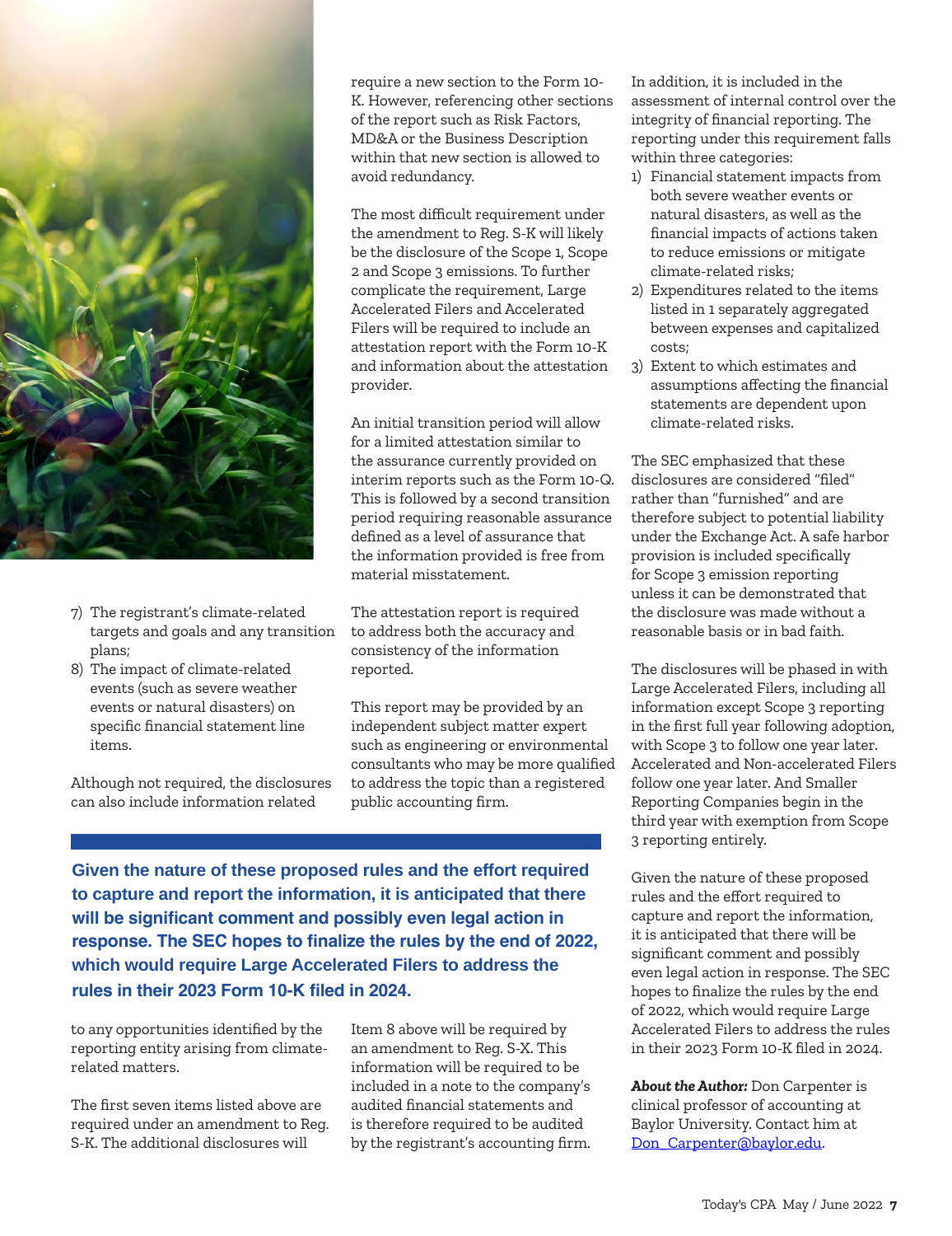7) The registrant's climate-related targets and goals and any transition plans;
8) The impact of climate-related events (such as severe weather events or natural disasters) on specific financial statement line items.

Although not required, the disclosures can also include information related to any opportunities identified by the reporting entity arising from climate-related matters.

The first seven items listed above are required under an amendment to Reg. S-K. The additional disclosures will require a new section to the Form 10-K. However, referencing other sections of the report such as Risk Factors, MD&A or the Business Description within that new section is allowed to avoid redundancy.

The most difficult requirement under the amendment to Reg. S-K will likely be the disclosure of the Scope 1, Scope 2 and Scope 3 emissions. To further complicate the requirement, Large Accelerated Filers and Accelerated Filers will be required to include an attestation report with the Form 10-K and information about the attestation provider.

An initial transition period will allow for a limited attestation similar to the assurance currently provided on interim reports such as the Form 10-Q. This is followed by a second transition period requiring reasonable assurance defined as a level of assurance that the information provided is free from material misstatement.

The attestation report is required to address both the accuracy and consistency of the information reported.

This report may be provided by an independent subject matter expert such as engineering or environmental consultants who may be more qualified to address the topic than a registered public accounting firm.

**Given the nature of these proposed rules and the effort required to capture and report the information, it is anticipated that there will be significant comment and possibly even legal action in response. The SEC hopes to finalize the rules by the end of 2022, which would require Large Accelerated Filers to address the rules in their 2023 Form 10-K filed in 2024.**

Item 8 above will be required by an amendment to Reg. S-X. This information will be required to be included in a note to the company's audited financial statements and is therefore required to be audited by the registrant's accounting firm. In addition, it is included in the assessment of internal control over the integrity of financial reporting. The reporting under this requirement falls within three categories:

1) Financial statement impacts from both severe weather events or natural disasters, as well as the financial impacts of actions taken to reduce emissions or mitigate climate-related risks;
2) Expenditures related to the items listed in 1 separately aggregated between expenses and capitalized costs;
3) Extent to which estimates and assumptions affecting the financial statements are dependent upon climate-related risks.

The SEC emphasized that these disclosures are considered "filed" rather than "furnished" and are therefore subject to potential liability under the Exchange Act. A safe harbor provision is included specifically for Scope 3 emission reporting unless it can be demonstrated that the disclosure was made without a reasonable basis or in bad faith.

The disclosures will be phased in with Large Accelerated Filers, including all information except Scope 3 reporting in the first full year following adoption, with Scope 3 to follow one year later. Accelerated and Non-accelerated Filers follow one year later. And Smaller Reporting Companies begin in the third year with exemption from Scope 3 reporting entirely.

Given the nature of these proposed rules and the effort required to capture and report the information, it is anticipated that there will be significant comment and possibly even legal action in response. The SEC hopes to finalize the rules by the end of 2022, which would require Large Accelerated Filers to address the rules in their 2023 Form 10-K filed in 2024.

***About the Author:*** Don Carpenter is clinical professor of accounting at Baylor University. Contact him at Don_Carpenter@baylor.edu.